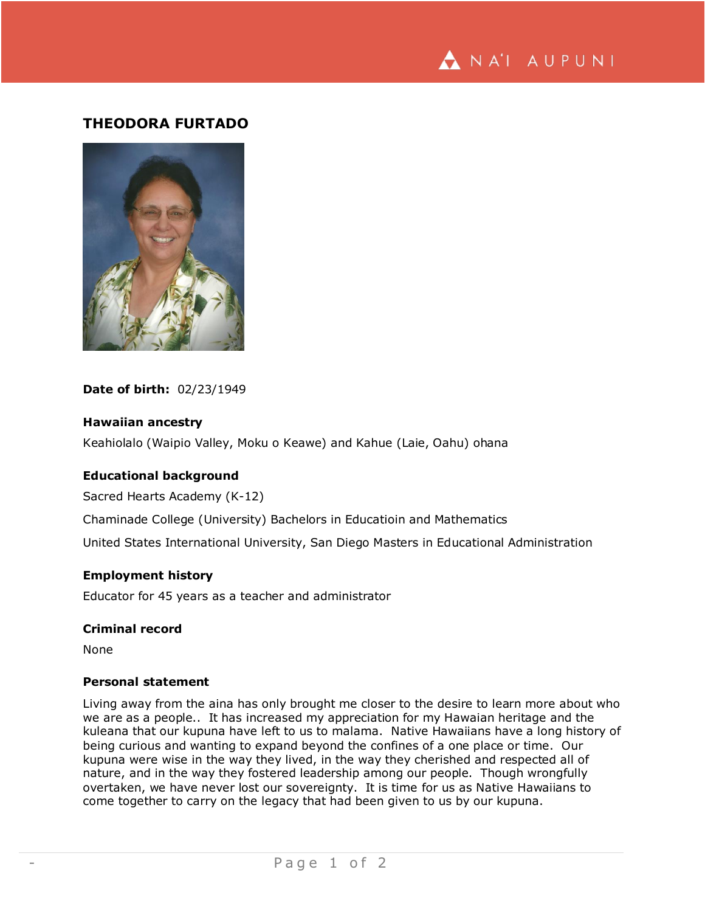# THEODORA FURTADO

**Date of birth:** 02/23/1949

### Hawaiian ancestry

Keahiolalo (Waipio Valley, Moku o Keawe) and Kahue (Laie, Oahu) ohana

### Educational background

Sacred Hearts Academy (K-12)

Chaminade College (University) Bachelors in Educatioin and Mathematics

United States International University, San Diego Masters in Educational Administration

### Employment history

Educator for 45 years as a teacher and administrator

### Criminal record

None

### Personal statement

Living away from the aina has only brought me closer to the desire to learn more about who we are as a people.. It has increased my appreciation for my Hawaiian heritage and the kuleana that our kupuna have left to us to malama. Native Hawaiians have a long history of being curious and wanting to expand beyond the confines of a one place or time. Our kupuna were wise in the way they lived, in the way they cherished and respected all of nature, and in the way they fostered leadership among our people. Though wrongfully overtaken, we have never lost our sovereignty. It is time for us as Native Hawaiians to come together to carry on the legacy that had been given to us by our kupuna.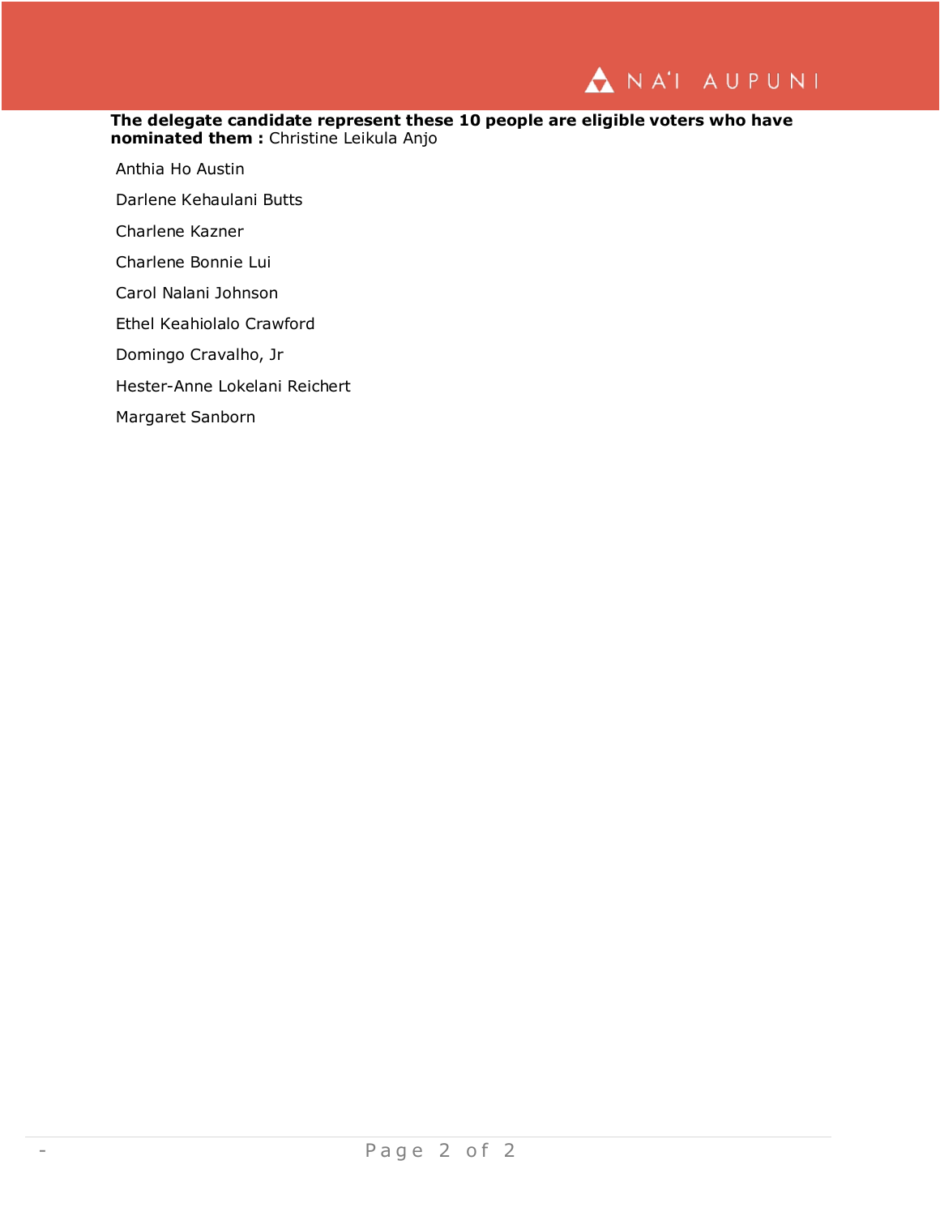**The delegate candidate represent these 10 people are eligible voters who have nominated them :** Christine Leikula Anjo

Anthia Ho Austin

Darlene Kehaulani Butts

Charlene Kazner

Charlene Bonnie Lui

Carol Nalani Johnson

Ethel Keahiolalo Crawford

Domingo Cravalho, Jr

Hester-Anne Lokelani Reichert

Margaret Sanborn